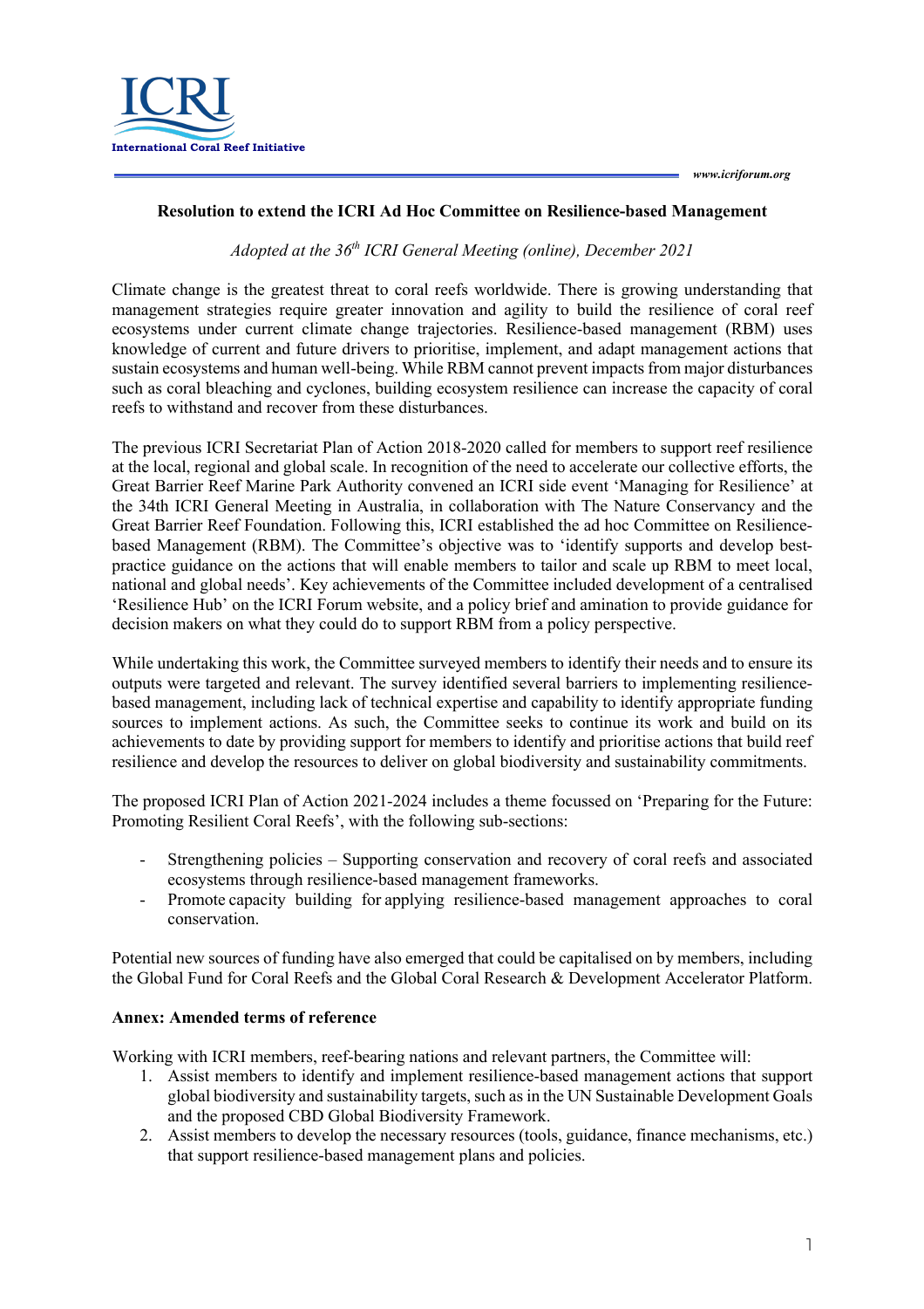# Resolution to extend the ICRI Ad Hoc Committee on Resilience-based Management

*Adopted at the 36th ICRI General Meeting (online), December 2021*

Climate change is the greatest threat to coral reefs worldwide. There is growing understanding that management strategies require greater innovation and agility to build the resilience of coral reef ecosystems under current climate change trajectories. Resilience-based management (RBM) uses knowledge of current and future drivers to prioritise, implement, and adapt management actions that sustain ecosystems and human well-being. While RBM cannot prevent impacts from major disturbances such as coral bleaching and cyclones, building ecosystem resilience can increase the capacity of coral reefs to withstand and recover from these disturbances.

The previous ICRI Secretariat Plan of Action 2018-2020 called for members to support reef resilience at the local, regional and global scale. In recognition of the need to accelerate our collective efforts, the Great Barrier Reef Marine Park Authority convened an ICRI side event 'Managing for Resilience' at the 34th ICRI General Meeting in Australia, in collaboration with The Nature Conservancy and the Great Barrier Reef Foundation. Following this, ICRI established the ad hoc Committee on Resilience-based Management (RBM). The Committee's objective was to 'identify supports and develop best-practice guidance on the actions that will enable members to tailor and scale up RBM to meet local, national and global needs'. Key achievements of the Committee included development of a centralised 'Resilience Hub' on the ICRI Forum website, and a policy brief and amination to provide guidance for decision makers on what they could do to support RBM from a policy perspective.

While undertaking this work, the Committee surveyed members to identify their needs and to ensure its outputs were targeted and relevant. The survey identified several barriers to implementing resilience-based management, including lack of technical expertise and capability to identify appropriate funding sources to implement actions. As such, the Committee seeks to continue its work and build on its achievements to date by providing support for members to identify and prioritise actions that build reef resilience and develop the resources to deliver on global biodiversity and sustainability commitments.

The proposed ICRI Plan of Action 2021-2024 includes a theme focussed on 'Preparing for the Future: Promoting Resilient Coral Reefs', with the following sub-sections:

- Strengthening policies – Supporting conservation and recovery of coral reefs and associated ecosystems through resilience-based management frameworks.
- Promote capacity building for applying resilience-based management approaches to coral conservation.

Potential new sources of funding have also emerged that could be capitalised on by members, including the Global Fund for Coral Reefs and the Global Coral Research & Development Accelerator Platform.

**Annex: Amended terms of reference**

Working with ICRI members, reef-bearing nations and relevant partners, the Committee will:

1. Assist members to identify and implement resilience-based management actions that support global biodiversity and sustainability targets, such as in the UN Sustainable Development Goals and the proposed CBD Global Biodiversity Framework.
2. Assist members to develop the necessary resources (tools, guidance, finance mechanisms, etc.) that support resilience-based management plans and policies.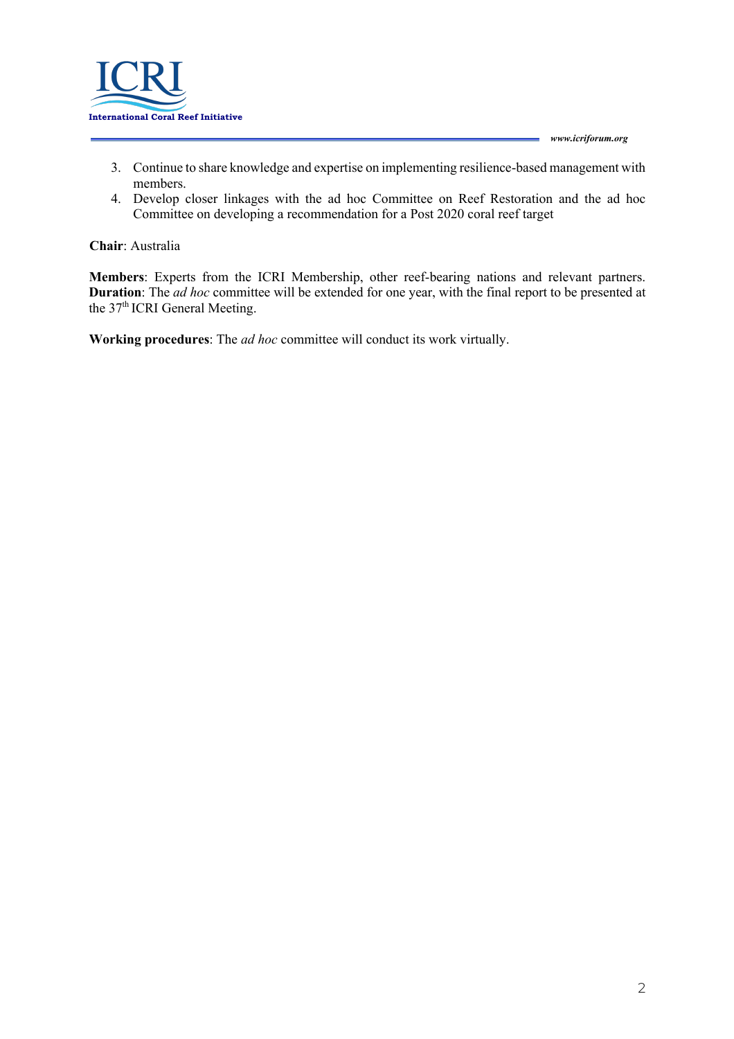3. Continue to share knowledge and expertise on implementing resilience-based management with members.
4. Develop closer linkages with the ad hoc Committee on Reef Restoration and the ad hoc Committee on developing a recommendation for a Post 2020 coral reef target

**Chair**: Australia

**Members**: Experts from the ICRI Membership, other reef-bearing nations and relevant partners.
**Duration**: The *ad hoc* committee will be extended for one year, with the final report to be presented at the 37th ICRI General Meeting.

**Working procedures**: The *ad hoc* committee will conduct its work virtually.